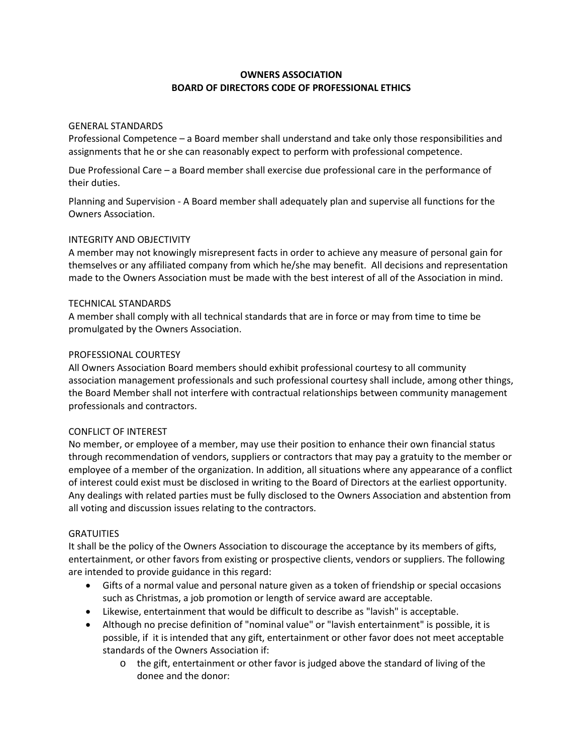# OWNERS ASSOCIATION
# BOARD OF DIRECTORS CODE OF PROFESSIONAL ETHICS

## GENERAL STANDARDS

Professional Competence – a Board member shall understand and take only those responsibilities and assignments that he or she can reasonably expect to perform with professional competence.

Due Professional Care – a Board member shall exercise due professional care in the performance of their duties.

Planning and Supervision - A Board member shall adequately plan and supervise all functions for the Owners Association.

## INTEGRITY AND OBJECTIVITY

A member may not knowingly misrepresent facts in order to achieve any measure of personal gain for themselves or any affiliated company from which he/she may benefit. All decisions and representation made to the Owners Association must be made with the best interest of all of the Association in mind.

## TECHNICAL STANDARDS

A member shall comply with all technical standards that are in force or may from time to time be promulgated by the Owners Association.

## PROFESSIONAL COURTESY

All Owners Association Board members should exhibit professional courtesy to all community association management professionals and such professional courtesy shall include, among other things, the Board Member shall not interfere with contractual relationships between community management professionals and contractors.

## CONFLICT OF INTEREST

No member, or employee of a member, may use their position to enhance their own financial status through recommendation of vendors, suppliers or contractors that may pay a gratuity to the member or employee of a member of the organization. In addition, all situations where any appearance of a conflict of interest could exist must be disclosed in writing to the Board of Directors at the earliest opportunity. Any dealings with related parties must be fully disclosed to the Owners Association and abstention from all voting and discussion issues relating to the contractors.

## GRATUITIES

It shall be the policy of the Owners Association to discourage the acceptance by its members of gifts, entertainment, or other favors from existing or prospective clients, vendors or suppliers. The following are intended to provide guidance in this regard:

- Gifts of a normal value and personal nature given as a token of friendship or special occasions such as Christmas, a job promotion or length of service award are acceptable.
- Likewise, entertainment that would be difficult to describe as "lavish" is acceptable.
- Although no precise definition of "nominal value" or "lavish entertainment" is possible, it is possible, if it is intended that any gift, entertainment or other favor does not meet acceptable standards of the Owners Association if:
    - the gift, entertainment or other favor is judged above the standard of living of the donee and the donor: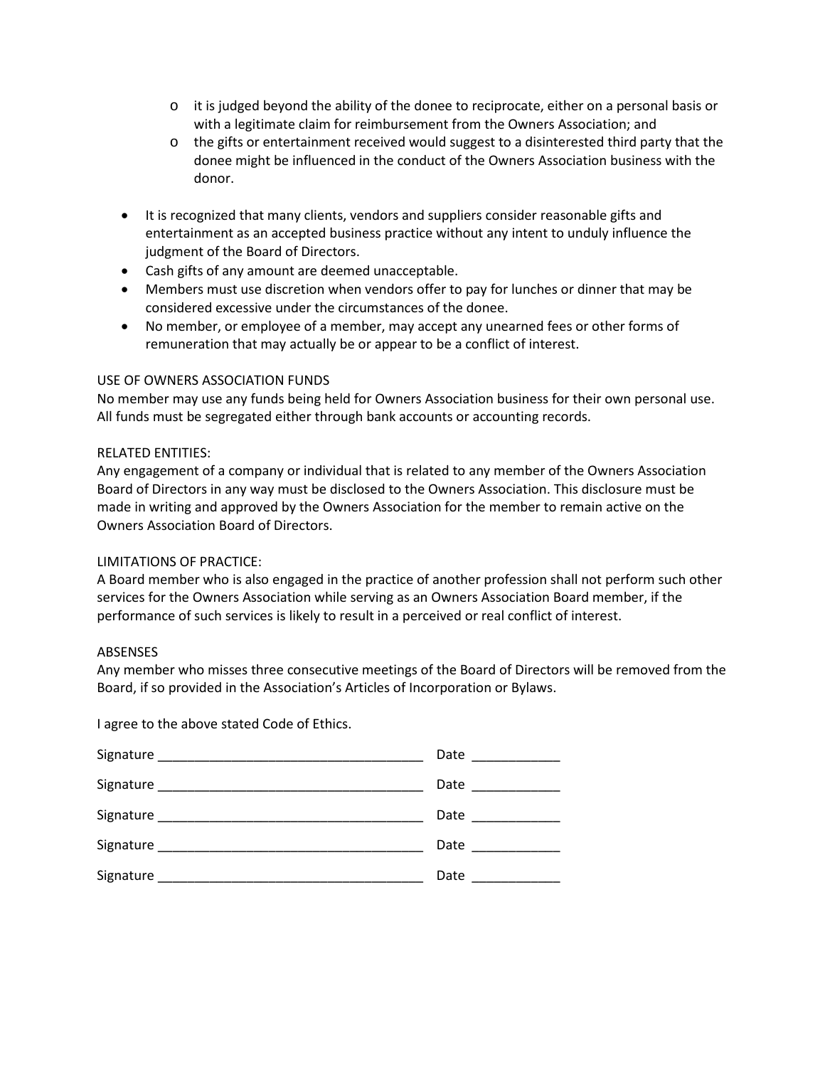- it is judged beyond the ability of the donee to reciprocate, either on a personal basis or with a legitimate claim for reimbursement from the Owners Association; and
  - the gifts or entertainment received would suggest to a disinterested third party that the donee might be influenced in the conduct of the Owners Association business with the donor.

- It is recognized that many clients, vendors and suppliers consider reasonable gifts and entertainment as an accepted business practice without any intent to unduly influence the judgment of the Board of Directors.
- Cash gifts of any amount are deemed unacceptable.
- Members must use discretion when vendors offer to pay for lunches or dinner that may be considered excessive under the circumstances of the donee.
- No member, or employee of a member, may accept any unearned fees or other forms of remuneration that may actually be or appear to be a conflict of interest.

USE OF OWNERS ASSOCIATION FUNDS

No member may use any funds being held for Owners Association business for their own personal use. All funds must be segregated either through bank accounts or accounting records.

RELATED ENTITIES:

Any engagement of a company or individual that is related to any member of the Owners Association Board of Directors in any way must be disclosed to the Owners Association. This disclosure must be made in writing and approved by the Owners Association for the member to remain active on the Owners Association Board of Directors.

LIMITATIONS OF PRACTICE:

A Board member who is also engaged in the practice of another profession shall not perform such other services for the Owners Association while serving as an Owners Association Board member, if the performance of such services is likely to result in a perceived or real conflict of interest.

ABSENSES

Any member who misses three consecutive meetings of the Board of Directors will be removed from the Board, if so provided in the Association's Articles of Incorporation or Bylaws.

I agree to the above stated Code of Ethics.

Signature ____________________________________ Date ____________

Signature ____________________________________ Date ____________

Signature ____________________________________ Date ____________

Signature ____________________________________ Date ____________

Signature ____________________________________ Date ____________